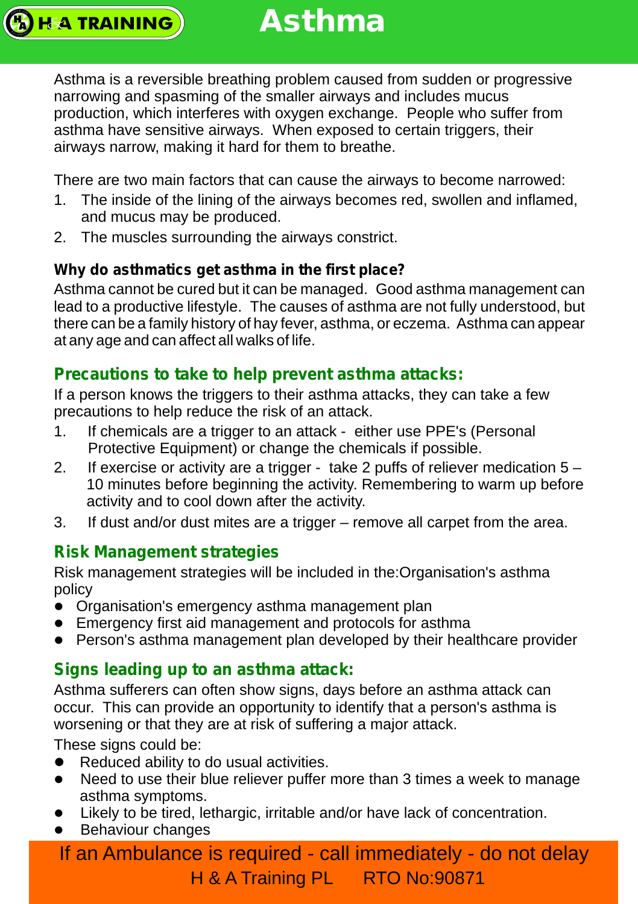# Asthma

Asthma is a reversible breathing problem caused from sudden or progressive narrowing and spasming of the smaller airways and includes mucus production, which interferes with oxygen exchange. People who suffer from asthma have sensitive airways. When exposed to certain triggers, their airways narrow, making it hard for them to breathe.

There are two main factors that can cause the airways to become narrowed:

1. The inside of the lining of the airways becomes red, swollen and inflamed, and mucus may be produced.
2. The muscles surrounding the airways constrict.

**Why do asthmatics get asthma in the first place?**

Asthma cannot be cured but it can be managed. Good asthma management can lead to a productive lifestyle. The causes of asthma are not fully understood, but there can be a family history of hay fever, asthma, or eczema. Asthma can appear at any age and can affect all walks of life.

## Precautions to take to help prevent asthma attacks:

If a person knows the triggers to their asthma attacks, they can take a few precautions to help reduce the risk of an attack.

1. If chemicals are a trigger to an attack - either use PPE's (Personal Protective Equipment) or change the chemicals if possible.
2. If exercise or activity are a trigger - take 2 puffs of reliever medication 5 – 10 minutes before beginning the activity. Remembering to warm up before activity and to cool down after the activity.
3. If dust and/or dust mites are a trigger – remove all carpet from the area.

## Risk Management strategies

Risk management strategies will be included in the:Organisation's asthma policy

- Organisation's emergency asthma management plan
- Emergency first aid management and protocols for asthma
- Person's asthma management plan developed by their healthcare provider

## Signs leading up to an asthma attack:

Asthma sufferers can often show signs, days before an asthma attack can occur. This can provide an opportunity to identify that a person's asthma is worsening or that they are at risk of suffering a major attack.

These signs could be:

- Reduced ability to do usual activities.
- Need to use their blue reliever puffer more than 3 times a week to manage asthma symptoms.
- Likely to be tired, lethargic, irritable and/or have lack of concentration.
- Behaviour changes

If an Ambulance is required - call immediately - do not delay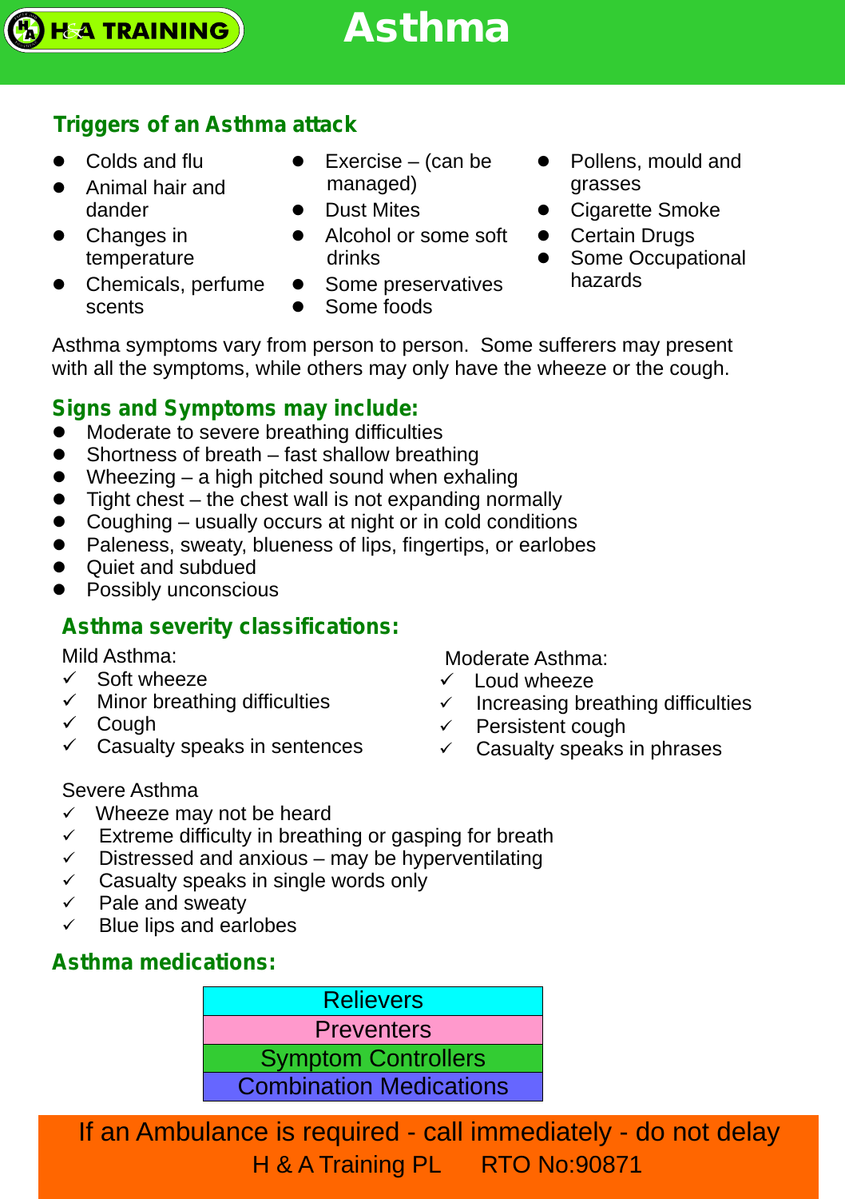# Asthma

## Triggers of an Asthma attack

- Colds and flu
- Animal hair and dander
- Changes in temperature
- Chemicals, perfume scents
- Exercise – (can be managed)
- Dust Mites
- Alcohol or some soft drinks
- Some preservatives
- Some foods
- Pollens, mould and grasses
- Cigarette Smoke
- Certain Drugs
- Some Occupational hazards

Asthma symptoms vary from person to person. Some sufferers may present with all the symptoms, while others may only have the wheeze or the cough.

## Signs and Symptoms may include:

- Moderate to severe breathing difficulties
- Shortness of breath – fast shallow breathing
- Wheezing – a high pitched sound when exhaling
- Tight chest – the chest wall is not expanding normally
- Coughing – usually occurs at night or in cold conditions
- Paleness, sweaty, blueness of lips, fingertips, or earlobes
- Quiet and subdued
- Possibly unconscious

## Asthma severity classifications:

Mild Asthma:

- ✓ Soft wheeze
- ✓ Minor breathing difficulties
- ✓ Cough
- ✓ Casualty speaks in sentences

Moderate Asthma:

- ✓ Loud wheeze
- ✓ Increasing breathing difficulties
- ✓ Persistent cough
- ✓ Casualty speaks in phrases

Severe Asthma

- ✓ Wheeze may not be heard
- ✓ Extreme difficulty in breathing or gasping for breath
- ✓ Distressed and anxious – may be hyperventilating
- ✓ Casualty speaks in single words only
- ✓ Pale and sweaty
- ✓ Blue lips and earlobes

## Asthma medications:

| |
|---|
| Relievers |
| Preventers |
| Symptom Controllers |
| Combination Medications |

**If an Ambulance is required - call immediately - do not delay**

H & A Training PL RTO No:90871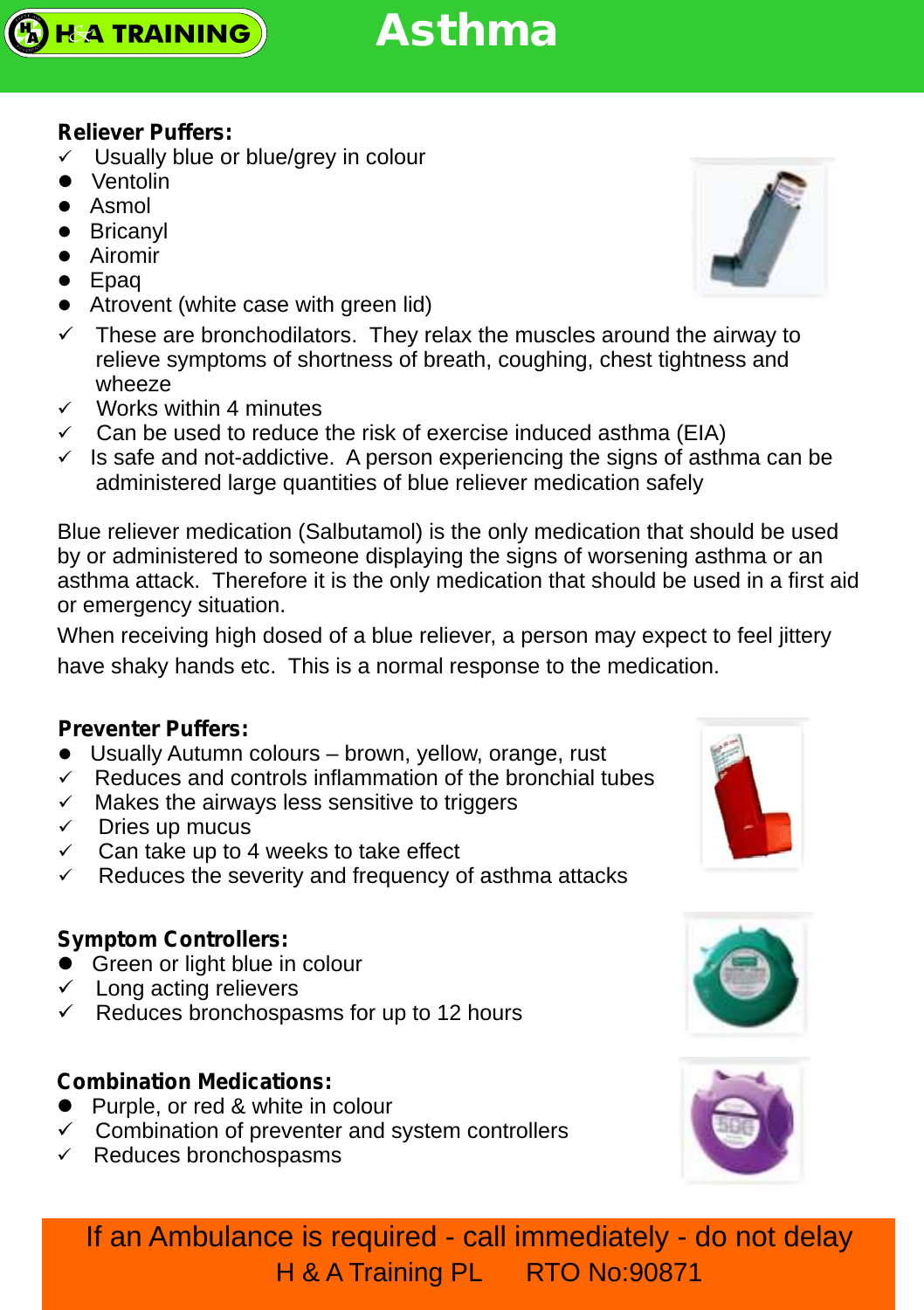# Asthma

**Reliever Puffers:**

- ✓ Usually blue or blue/grey in colour
- Ventolin
- Asmol
- Bricanyl
- Airomir
- Epaq
- Atrovent (white case with green lid)
- ✓ These are bronchodilators. They relax the muscles around the airway to relieve symptoms of shortness of breath, coughing, chest tightness and wheeze
- ✓ Works within 4 minutes
- ✓ Can be used to reduce the risk of exercise induced asthma (EIA)
- ✓ Is safe and not-addictive. A person experiencing the signs of asthma can be administered large quantities of blue reliever medication safely

Blue reliever medication (Salbutamol) is the only medication that should be used by or administered to someone displaying the signs of worsening asthma or an asthma attack. Therefore it is the only medication that should be used in a first aid or emergency situation.

When receiving high dosed of a blue reliever, a person may expect to feel jittery have shaky hands etc. This is a normal response to the medication.

**Preventer Puffers:**

- Usually Autumn colours – brown, yellow, orange, rust
- ✓ Reduces and controls inflammation of the bronchial tubes
- ✓ Makes the airways less sensitive to triggers
- ✓ Dries up mucus
- ✓ Can take up to 4 weeks to take effect
- ✓ Reduces the severity and frequency of asthma attacks

**Symptom Controllers:**

- Green or light blue in colour
- ✓ Long acting relievers
- ✓ Reduces bronchospasms for up to 12 hours

**Combination Medications:**

- Purple, or red & white in colour
- ✓ Combination of preventer and system controllers
- ✓ Reduces bronchospasms

If an Ambulance is required - call immediately - do not delay

H & A Training PL RTO No:90871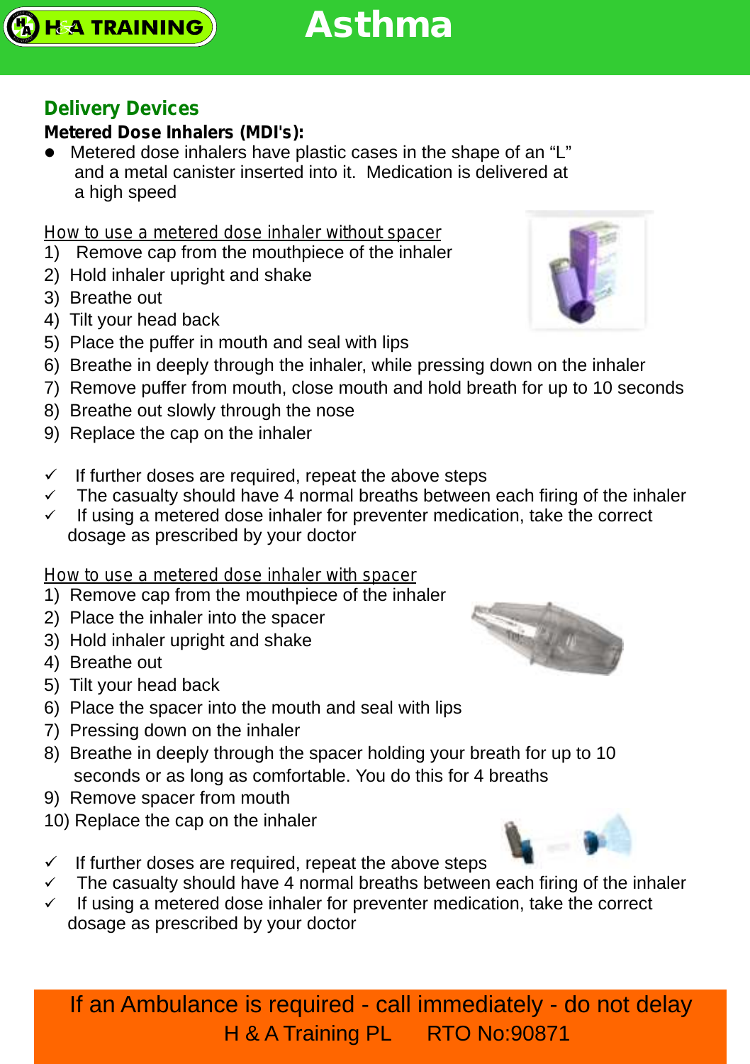# Asthma

## Delivery Devices

**Metered Dose Inhalers (MDI's):**

- Metered dose inhalers have plastic cases in the shape of an "L" and a metal canister inserted into it. Medication is delivered at a high speed

How to use a metered dose inhaler without spacer

1) Remove cap from the mouthpiece of the inhaler
2) Hold inhaler upright and shake
3) Breathe out
4) Tilt your head back
5) Place the puffer in mouth and seal with lips
6) Breathe in deeply through the inhaler, while pressing down on the inhaler
7) Remove puffer from mouth, close mouth and hold breath for up to 10 seconds
8) Breathe out slowly through the nose
9) Replace the cap on the inhaler

- ✓ If further doses are required, repeat the above steps
- ✓ The casualty should have 4 normal breaths between each firing of the inhaler
- ✓ If using a metered dose inhaler for preventer medication, take the correct dosage as prescribed by your doctor

How to use a metered dose inhaler with spacer

1) Remove cap from the mouthpiece of the inhaler
2) Place the inhaler into the spacer
3) Hold inhaler upright and shake
4) Breathe out
5) Tilt your head back
6) Place the spacer into the mouth and seal with lips
7) Pressing down on the inhaler
8) Breathe in deeply through the spacer holding your breath for up to 10 seconds or as long as comfortable. You do this for 4 breaths
9) Remove spacer from mouth
10) Replace the cap on the inhaler

- ✓ If further doses are required, repeat the above steps
- ✓ The casualty should have 4 normal breaths between each firing of the inhaler
- ✓ If using a metered dose inhaler for preventer medication, take the correct dosage as prescribed by your doctor

If an Ambulance is required - call immediately - do not delay

H & A Training PL RTO No:90871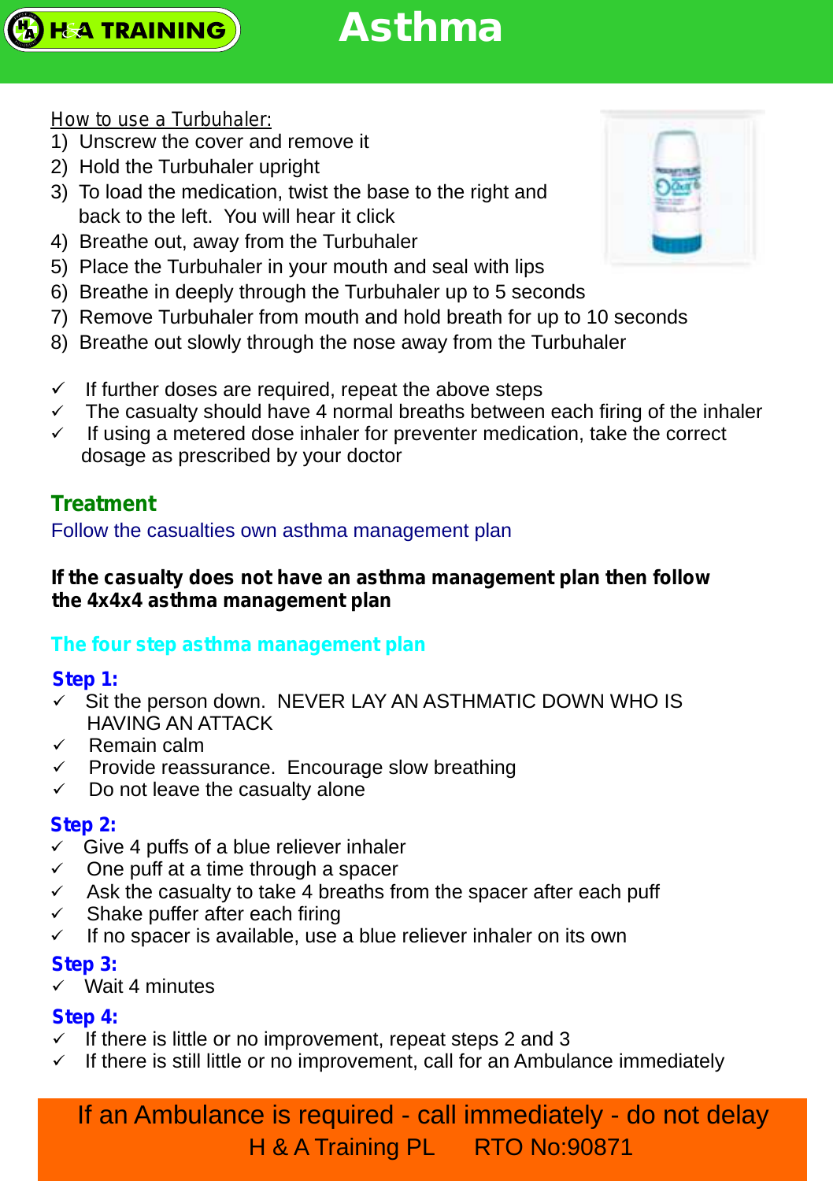# Asthma

How to use a Turbuhaler:

1) Unscrew the cover and remove it
2) Hold the Turbuhaler upright
3) To load the medication, twist the base to the right and back to the left. You will hear it click
4) Breathe out, away from the Turbuhaler
5) Place the Turbuhaler in your mouth and seal with lips
6) Breathe in deeply through the Turbuhaler up to 5 seconds
7) Remove Turbuhaler from mouth and hold breath for up to 10 seconds
8) Breathe out slowly through the nose away from the Turbuhaler

- ✓ If further doses are required, repeat the above steps
- ✓ The casualty should have 4 normal breaths between each firing of the inhaler
- ✓ If using a metered dose inhaler for preventer medication, take the correct dosage as prescribed by your doctor

## Treatment

Follow the casualties own asthma management plan

**If the casualty does not have an asthma management plan then follow the 4x4x4 asthma management plan**

### The four step asthma management plan

**Step 1:**

- ✓ Sit the person down. NEVER LAY AN ASTHMATIC DOWN WHO IS HAVING AN ATTACK
- ✓ Remain calm
- ✓ Provide reassurance. Encourage slow breathing
- ✓ Do not leave the casualty alone

**Step 2:**

- ✓ Give 4 puffs of a blue reliever inhaler
- ✓ One puff at a time through a spacer
- ✓ Ask the casualty to take 4 breaths from the spacer after each puff
- ✓ Shake puffer after each firing
- ✓ If no spacer is available, use a blue reliever inhaler on its own

**Step 3:**

- ✓ Wait 4 minutes

**Step 4:**

- ✓ If there is little or no improvement, repeat steps 2 and 3
- ✓ If there is still little or no improvement, call for an Ambulance immediately

If an Ambulance is required - call immediately - do not delay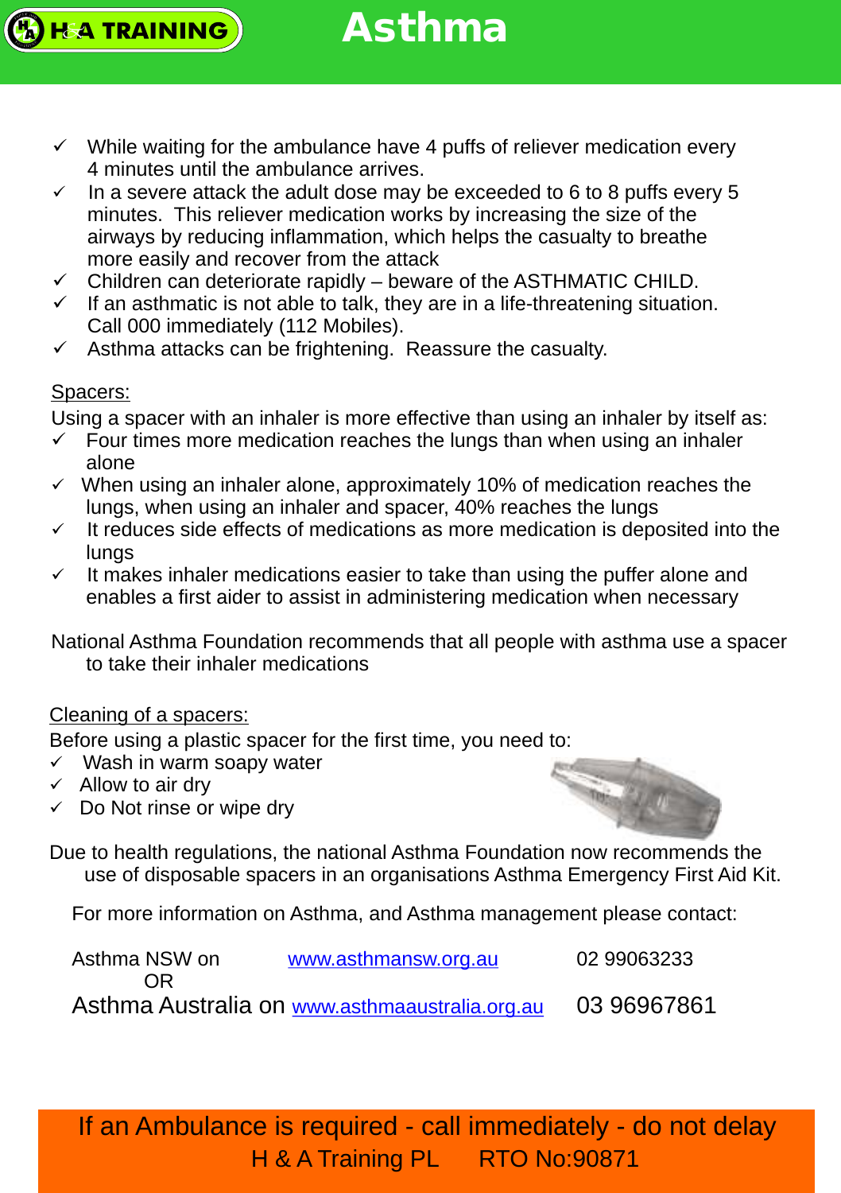# Asthma

- ✓ While waiting for the ambulance have 4 puffs of reliever medication every 4 minutes until the ambulance arrives.
- ✓ In a severe attack the adult dose may be exceeded to 6 to 8 puffs every 5 minutes. This reliever medication works by increasing the size of the airways by reducing inflammation, which helps the casualty to breathe more easily and recover from the attack
- ✓ Children can deteriorate rapidly – beware of the ASTHMATIC CHILD.
- ✓ If an asthmatic is not able to talk, they are in a life-threatening situation. Call 000 immediately (112 Mobiles).
- ✓ Asthma attacks can be frightening. Reassure the casualty.

<u>Spacers:</u>

Using a spacer with an inhaler is more effective than using an inhaler by itself as:

- ✓ Four times more medication reaches the lungs than when using an inhaler alone
- ✓ When using an inhaler alone, approximately 10% of medication reaches the lungs, when using an inhaler and spacer, 40% reaches the lungs
- ✓ It reduces side effects of medications as more medication is deposited into the lungs
- ✓ It makes inhaler medications easier to take than using the puffer alone and enables a first aider to assist in administering medication when necessary

National Asthma Foundation recommends that all people with asthma use a spacer to take their inhaler medications

<u>Cleaning of a spacers:</u>

Before using a plastic spacer for the first time, you need to:

- ✓ Wash in warm soapy water
- ✓ Allow to air dry
- ✓ Do Not rinse or wipe dry

Due to health regulations, the national Asthma Foundation now recommends the use of disposable spacers in an organisations Asthma Emergency First Aid Kit.

For more information on Asthma, and Asthma management please contact:

Asthma NSW on [www.asthmansw.org.au](http://www.asthmansw.org.au) 02 99063233

OR

Asthma Australia on [www.asthmaaustralia.org.au](http://www.asthmaaustralia.org.au) 03 96967861

**If an Ambulance is required - call immediately - do not delay**

H & A Training PL RTO No:90871